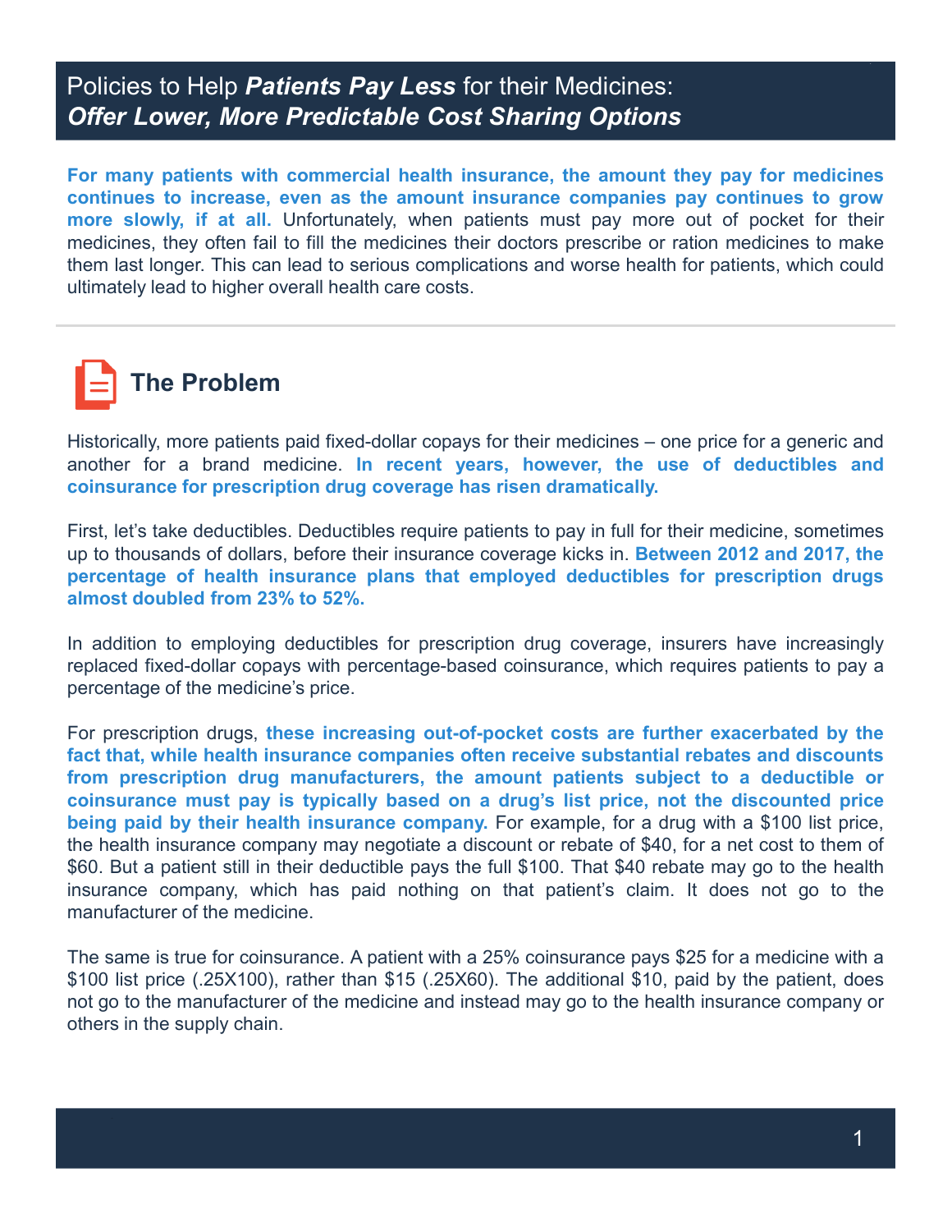# Policies to Help ***Patients Pay Less*** for their Medicines: ***Offer Lower, More Predictable Cost Sharing Options***

**For many patients with commercial health insurance, the amount they pay for medicines continues to increase, even as the amount insurance companies pay continues to grow more slowly, if at all.** Unfortunately, when patients must pay more out of pocket for their medicines, they often fail to fill the medicines their doctors prescribe or ration medicines to make them last longer. This can lead to serious complications and worse health for patients, which could ultimately lead to higher overall health care costs.

## The Problem

Historically, more patients paid fixed-dollar copays for their medicines – one price for a generic and another for a brand medicine. **In recent years, however, the use of deductibles and coinsurance for prescription drug coverage has risen dramatically.**

First, let's take deductibles. Deductibles require patients to pay in full for their medicine, sometimes up to thousands of dollars, before their insurance coverage kicks in. **Between 2012 and 2017, the percentage of health insurance plans that employed deductibles for prescription drugs almost doubled from 23% to 52%.**

In addition to employing deductibles for prescription drug coverage, insurers have increasingly replaced fixed-dollar copays with percentage-based coinsurance, which requires patients to pay a percentage of the medicine's price.

For prescription drugs, **these increasing out-of-pocket costs are further exacerbated by the fact that, while health insurance companies often receive substantial rebates and discounts from prescription drug manufacturers, the amount patients subject to a deductible or coinsurance must pay is typically based on a drug's list price, not the discounted price being paid by their health insurance company.** For example, for a drug with a $100 list price, the health insurance company may negotiate a discount or rebate of $40, for a net cost to them of $60. But a patient still in their deductible pays the full $100. That $40 rebate may go to the health insurance company, which has paid nothing on that patient's claim. It does not go to the manufacturer of the medicine.

The same is true for coinsurance. A patient with a 25% coinsurance pays $25 for a medicine with a $100 list price (.25X100), rather than $15 (.25X60). The additional $10, paid by the patient, does not go to the manufacturer of the medicine and instead may go to the health insurance company or others in the supply chain.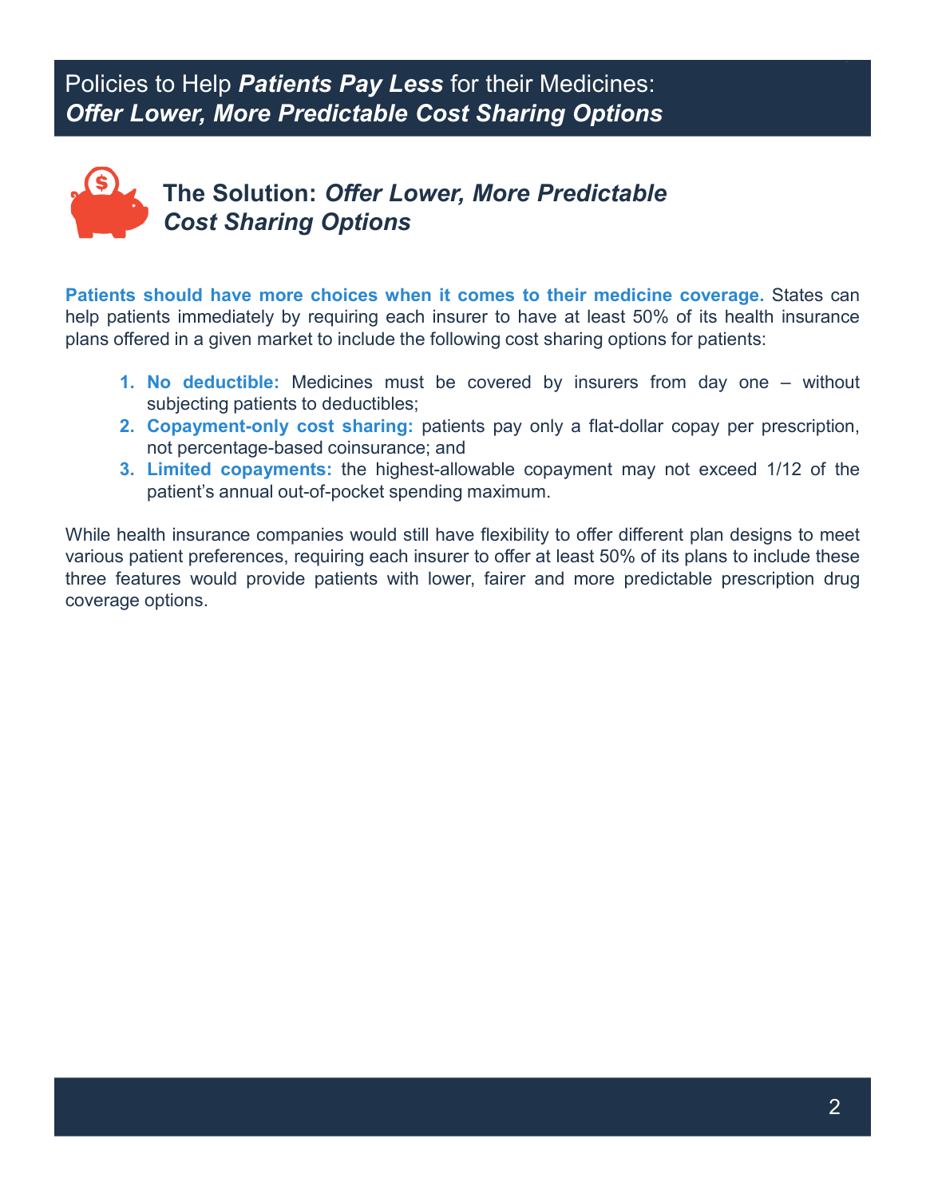# Policies to Help ***Patients Pay Less*** for their Medicines: ***Offer Lower, More Predictable Cost Sharing Options***

## The Solution: *Offer Lower, More Predictable Cost Sharing Options*

**Patients should have more choices when it comes to their medicine coverage.** States can help patients immediately by requiring each insurer to have at least 50% of its health insurance plans offered in a given market to include the following cost sharing options for patients:

1. **No deductible:** Medicines must be covered by insurers from day one – without subjecting patients to deductibles;
2. **Copayment-only cost sharing:** patients pay only a flat-dollar copay per prescription, not percentage-based coinsurance; and
3. **Limited copayments:** the highest-allowable copayment may not exceed 1/12 of the patient's annual out-of-pocket spending maximum.

While health insurance companies would still have flexibility to offer different plan designs to meet various patient preferences, requiring each insurer to offer at least 50% of its plans to include these three features would provide patients with lower, fairer and more predictable prescription drug coverage options.